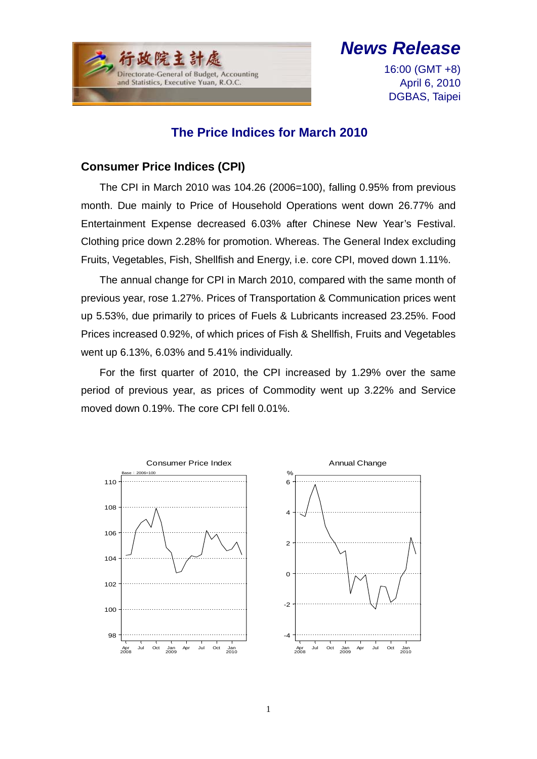行政院主計處
Directorate-General of Budget, Accounting and Statistics, Executive Yuan, R.O.C.

***News Release***

16:00 (GMT +8)
April 6, 2010
DGBAS, Taipei

# The Price Indices for March 2010

## Consumer Price Indices (CPI)

The CPI in March 2010 was 104.26 (2006=100), falling 0.95% from previous month. Due mainly to Price of Household Operations went down 26.77% and Entertainment Expense decreased 6.03% after Chinese New Year's Festival. Clothing price down 2.28% for promotion. Whereas. The General Index excluding Fruits, Vegetables, Fish, Shellfish and Energy, i.e. core CPI, moved down 1.11%.

The annual change for CPI in March 2010, compared with the same month of previous year, rose 1.27%. Prices of Transportation & Communication prices went up 5.53%, due primarily to prices of Fuels & Lubricants increased 23.25%. Food Prices increased 0.92%, of which prices of Fish & Shellfish, Fruits and Vegetables went up 6.13%, 6.03% and 5.41% individually.

For the first quarter of 2010, the CPI increased by 1.29% over the same period of previous year, as prices of Commodity went up 3.22% and Service moved down 0.19%. The core CPI fell 0.01%.

Consumer Price Index

Annual Change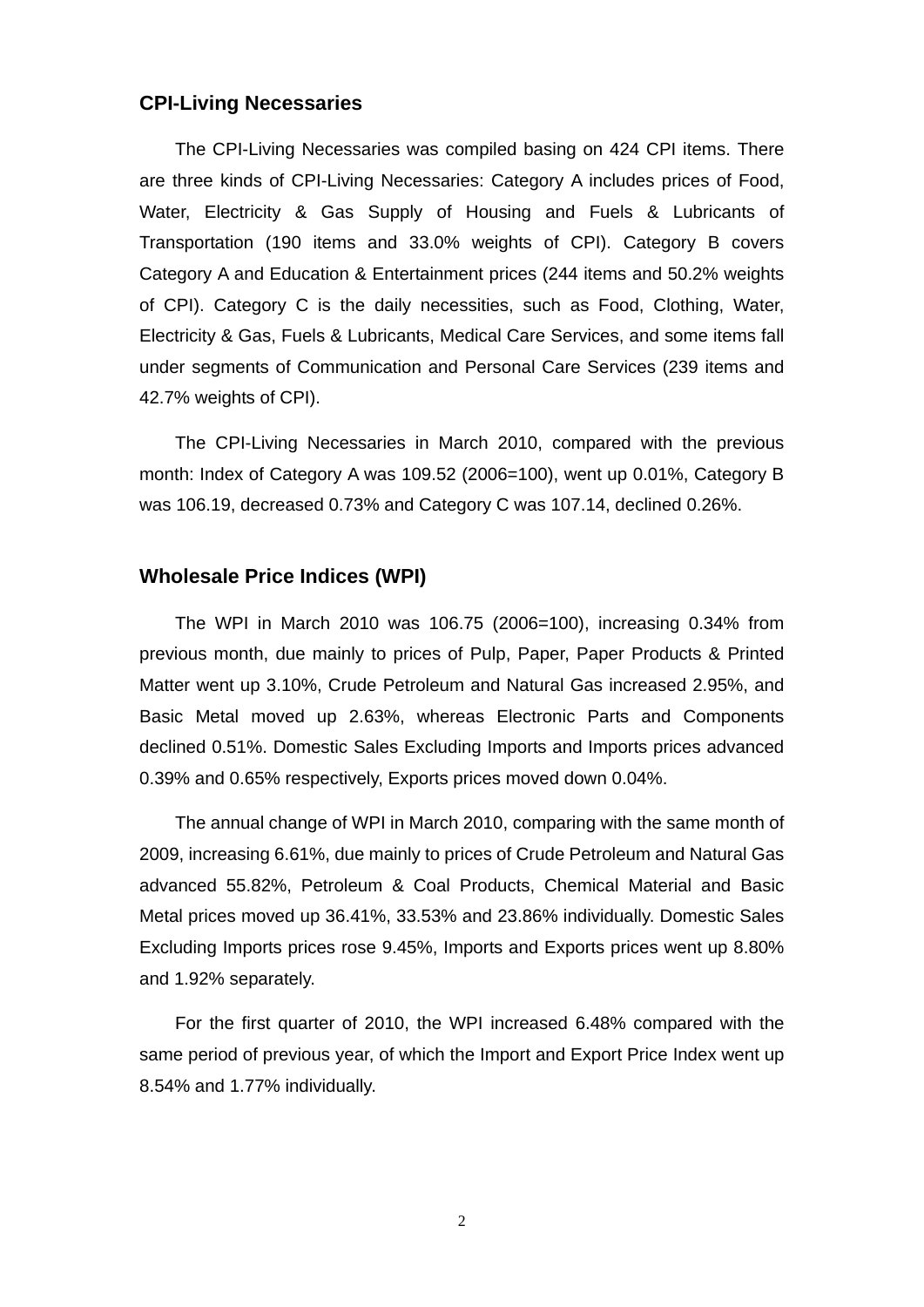## CPI-Living Necessaries

The CPI-Living Necessaries was compiled basing on 424 CPI items. There are three kinds of CPI-Living Necessaries: Category A includes prices of Food, Water, Electricity & Gas Supply of Housing and Fuels & Lubricants of Transportation (190 items and 33.0% weights of CPI). Category B covers Category A and Education & Entertainment prices (244 items and 50.2% weights of CPI). Category C is the daily necessities, such as Food, Clothing, Water, Electricity & Gas, Fuels & Lubricants, Medical Care Services, and some items fall under segments of Communication and Personal Care Services (239 items and 42.7% weights of CPI).

The CPI-Living Necessaries in March 2010, compared with the previous month: Index of Category A was 109.52 (2006=100), went up 0.01%, Category B was 106.19, decreased 0.73% and Category C was 107.14, declined 0.26%.

## Wholesale Price Indices (WPI)

The WPI in March 2010 was 106.75 (2006=100), increasing 0.34% from previous month, due mainly to prices of Pulp, Paper, Paper Products & Printed Matter went up 3.10%, Crude Petroleum and Natural Gas increased 2.95%, and Basic Metal moved up 2.63%, whereas Electronic Parts and Components declined 0.51%. Domestic Sales Excluding Imports and Imports prices advanced 0.39% and 0.65% respectively, Exports prices moved down 0.04%.

The annual change of WPI in March 2010, comparing with the same month of 2009, increasing 6.61%, due mainly to prices of Crude Petroleum and Natural Gas advanced 55.82%, Petroleum & Coal Products, Chemical Material and Basic Metal prices moved up 36.41%, 33.53% and 23.86% individually. Domestic Sales Excluding Imports prices rose 9.45%, Imports and Exports prices went up 8.80% and 1.92% separately.

For the first quarter of 2010, the WPI increased 6.48% compared with the same period of previous year, of which the Import and Export Price Index went up 8.54% and 1.77% individually.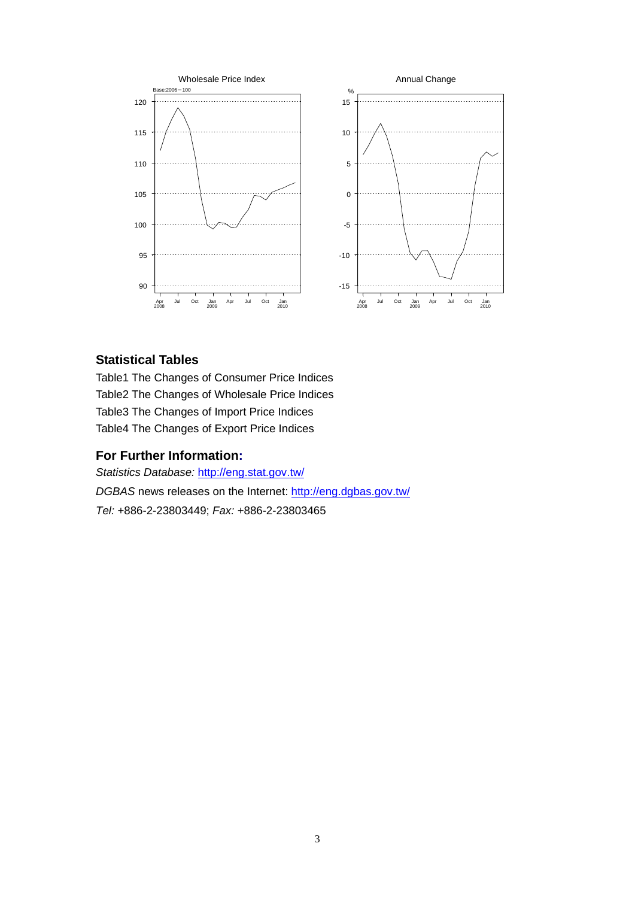Wholesale Price Index

Base:2006 = 100

Annual Change

## Statistical Tables

Table1 The Changes of Consumer Price Indices

Table2 The Changes of Wholesale Price Indices

Table3 The Changes of Import Price Indices

Table4 The Changes of Export Price Indices

## For Further Information:

*Statistics Database:* http://eng.stat.gov.tw/

*DGBAS* news releases on the Internet: http://eng.dgbas.gov.tw/

*Tel:* +886-2-23803449; *Fax:* +886-2-23803465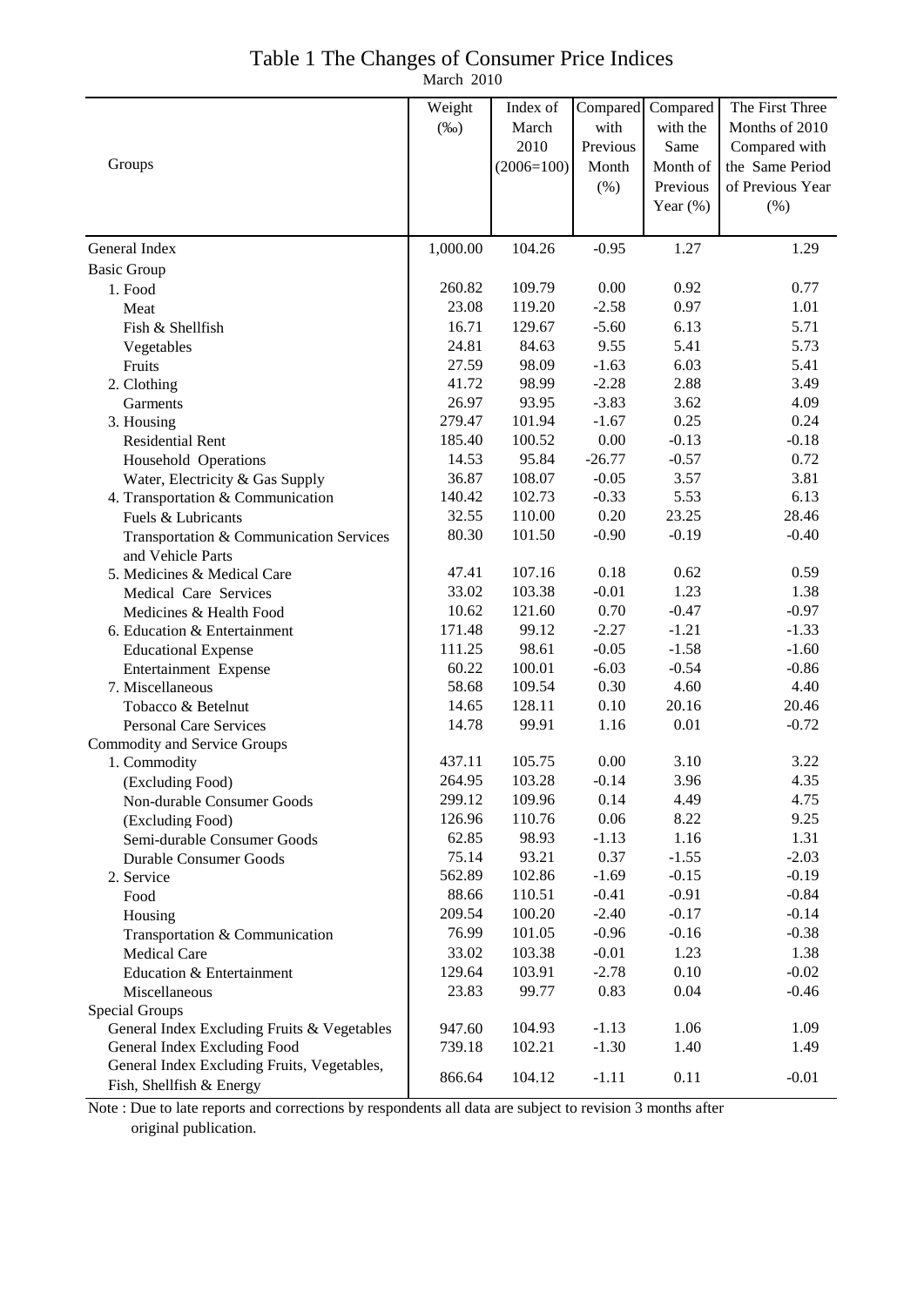# Table 1 The Changes of Consumer Price Indices

March 2010

| Groups | Weight (‰) | Index of March 2010 (2006=100) | Compared with Previous Month (%) | Compared with the Same Month of Previous Year (%) | The First Three Months of 2010 Compared with the Same Period of Previous Year (%) |
|---|---|---|---|---|---|
| General Index | 1,000.00 | 104.26 | -0.95 | 1.27 | 1.29 |
| Basic Group | | | | | |
| 1. Food | 260.82 | 109.79 | 0.00 | 0.92 | 0.77 |
| Meat | 23.08 | 119.20 | -2.58 | 0.97 | 1.01 |
| Fish & Shellfish | 16.71 | 129.67 | -5.60 | 6.13 | 5.71 |
| Vegetables | 24.81 | 84.63 | 9.55 | 5.41 | 5.73 |
| Fruits | 27.59 | 98.09 | -1.63 | 6.03 | 5.41 |
| 2. Clothing | 41.72 | 98.99 | -2.28 | 2.88 | 3.49 |
| Garments | 26.97 | 93.95 | -3.83 | 3.62 | 4.09 |
| 3. Housing | 279.47 | 101.94 | -1.67 | 0.25 | 0.24 |
| Residential Rent | 185.40 | 100.52 | 0.00 | -0.13 | -0.18 |
| Household Operations | 14.53 | 95.84 | -26.77 | -0.57 | 0.72 |
| Water, Electricity & Gas Supply | 36.87 | 108.07 | -0.05 | 3.57 | 3.81 |
| 4. Transportation & Communication | 140.42 | 102.73 | -0.33 | 5.53 | 6.13 |
| Fuels & Lubricants | 32.55 | 110.00 | 0.20 | 23.25 | 28.46 |
| Transportation & Communication Services and Vehicle Parts | 80.30 | 101.50 | -0.90 | -0.19 | -0.40 |
| 5. Medicines & Medical Care | 47.41 | 107.16 | 0.18 | 0.62 | 0.59 |
| Medical Care Services | 33.02 | 103.38 | -0.01 | 1.23 | 1.38 |
| Medicines & Health Food | 10.62 | 121.60 | 0.70 | -0.47 | -0.97 |
| 6. Education & Entertainment | 171.48 | 99.12 | -2.27 | -1.21 | -1.33 |
| Educational Expense | 111.25 | 98.61 | -0.05 | -1.58 | -1.60 |
| Entertainment Expense | 60.22 | 100.01 | -6.03 | -0.54 | -0.86 |
| 7. Miscellaneous | 58.68 | 109.54 | 0.30 | 4.60 | 4.40 |
| Tobacco & Betelnut | 14.65 | 128.11 | 0.10 | 20.16 | 20.46 |
| Personal Care Services | 14.78 | 99.91 | 1.16 | 0.01 | -0.72 |
| Commodity and Service Groups | | | | | |
| 1. Commodity | 437.11 | 105.75 | 0.00 | 3.10 | 3.22 |
| (Excluding Food) | 264.95 | 103.28 | -0.14 | 3.96 | 4.35 |
| Non-durable Consumer Goods | 299.12 | 109.96 | 0.14 | 4.49 | 4.75 |
| (Excluding Food) | 126.96 | 110.76 | 0.06 | 8.22 | 9.25 |
| Semi-durable Consumer Goods | 62.85 | 98.93 | -1.13 | 1.16 | 1.31 |
| Durable Consumer Goods | 75.14 | 93.21 | 0.37 | -1.55 | -2.03 |
| 2. Service | 562.89 | 102.86 | -1.69 | -0.15 | -0.19 |
| Food | 88.66 | 110.51 | -0.41 | -0.91 | -0.84 |
| Housing | 209.54 | 100.20 | -2.40 | -0.17 | -0.14 |
| Transportation & Communication | 76.99 | 101.05 | -0.96 | -0.16 | -0.38 |
| Medical Care | 33.02 | 103.38 | -0.01 | 1.23 | 1.38 |
| Education & Entertainment | 129.64 | 103.91 | -2.78 | 0.10 | -0.02 |
| Miscellaneous | 23.83 | 99.77 | 0.83 | 0.04 | -0.46 |
| Special Groups | | | | | |
| General Index Excluding Fruits & Vegetables | 947.60 | 104.93 | -1.13 | 1.06 | 1.09 |
| General Index Excluding Food | 739.18 | 102.21 | -1.30 | 1.40 | 1.49 |
| General Index Excluding Fruits, Vegetables, Fish, Shellfish & Energy | 866.64 | 104.12 | -1.11 | 0.11 | -0.01 |

Note : Due to late reports and corrections by respondents all data are subject to revision 3 months after original publication.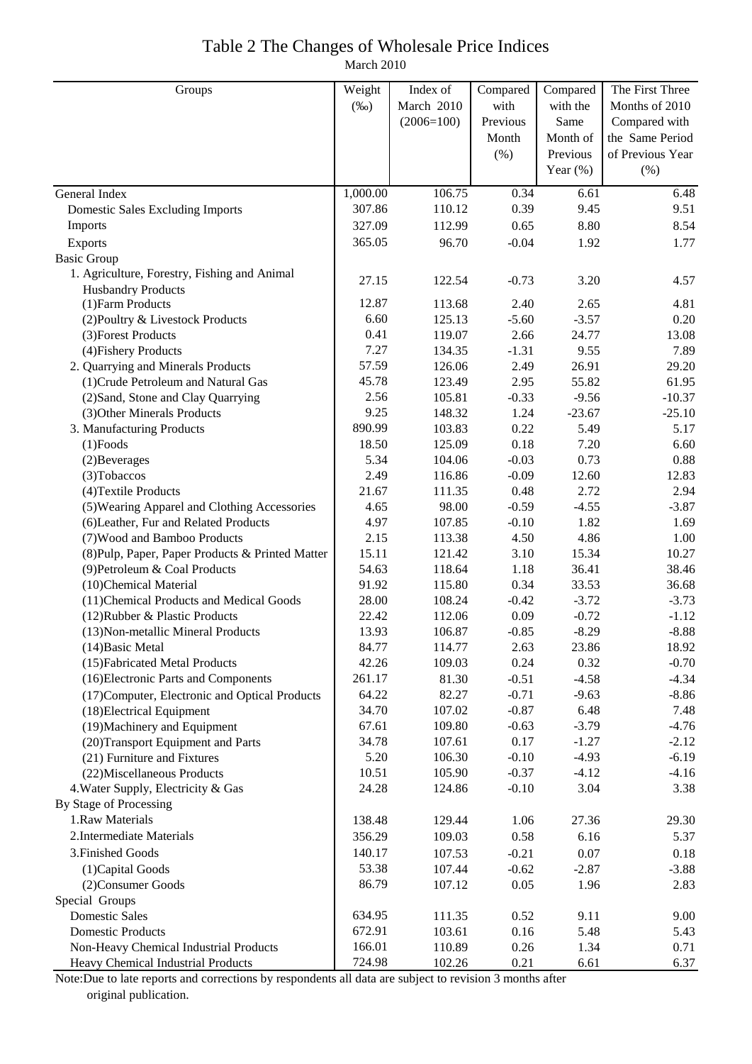# Table 2 The Changes of Wholesale Price Indices

March 2010

| Groups | Weight (‰) | Index of March 2010 (2006=100) | Compared with Previous Month (%) | Compared with the Same Month of Previous Year (%) | The First Three Months of 2010 Compared with the Same Period of Previous Year (%) |
|---|---|---|---|---|---|
| General Index | 1,000.00 | 106.75 | 0.34 | 6.61 | 6.48 |
| Domestic Sales Excluding Imports | 307.86 | 110.12 | 0.39 | 9.45 | 9.51 |
| Imports | 327.09 | 112.99 | 0.65 | 8.80 | 8.54 |
| Exports | 365.05 | 96.70 | -0.04 | 1.92 | 1.77 |
| Basic Group | | | | | |
| 1. Agriculture, Forestry, Fishing and Animal Husbandry Products | 27.15 | 122.54 | -0.73 | 3.20 | 4.57 |
| (1)Farm Products | 12.87 | 113.68 | 2.40 | 2.65 | 4.81 |
| (2)Poultry & Livestock Products | 6.60 | 125.13 | -5.60 | -3.57 | 0.20 |
| (3)Forest Products | 0.41 | 119.07 | 2.66 | 24.77 | 13.08 |
| (4)Fishery Products | 7.27 | 134.35 | -1.31 | 9.55 | 7.89 |
| 2. Quarrying and Minerals Products | 57.59 | 126.06 | 2.49 | 26.91 | 29.20 |
| (1)Crude Petroleum and Natural Gas | 45.78 | 123.49 | 2.95 | 55.82 | 61.95 |
| (2)Sand, Stone and Clay Quarrying | 2.56 | 105.81 | -0.33 | -9.56 | -10.37 |
| (3)Other Minerals Products | 9.25 | 148.32 | 1.24 | -23.67 | -25.10 |
| 3. Manufacturing Products | 890.99 | 103.83 | 0.22 | 5.49 | 5.17 |
| (1)Foods | 18.50 | 125.09 | 0.18 | 7.20 | 6.60 |
| (2)Beverages | 5.34 | 104.06 | -0.03 | 0.73 | 0.88 |
| (3)Tobaccos | 2.49 | 116.86 | -0.09 | 12.60 | 12.83 |
| (4)Textile Products | 21.67 | 111.35 | 0.48 | 2.72 | 2.94 |
| (5)Wearing Apparel and Clothing Accessories | 4.65 | 98.00 | -0.59 | -4.55 | -3.87 |
| (6)Leather, Fur and Related Products | 4.97 | 107.85 | -0.10 | 1.82 | 1.69 |
| (7)Wood and Bamboo Products | 2.15 | 113.38 | 4.50 | 4.86 | 1.00 |
| (8)Pulp, Paper, Paper Products & Printed Matter | 15.11 | 121.42 | 3.10 | 15.34 | 10.27 |
| (9)Petroleum & Coal Products | 54.63 | 118.64 | 1.18 | 36.41 | 38.46 |
| (10)Chemical Material | 91.92 | 115.80 | 0.34 | 33.53 | 36.68 |
| (11)Chemical Products and Medical Goods | 28.00 | 108.24 | -0.42 | -3.72 | -3.73 |
| (12)Rubber & Plastic Products | 22.42 | 112.06 | 0.09 | -0.72 | -1.12 |
| (13)Non-metallic Mineral Products | 13.93 | 106.87 | -0.85 | -8.29 | -8.88 |
| (14)Basic Metal | 84.77 | 114.77 | 2.63 | 23.86 | 18.92 |
| (15)Fabricated Metal Products | 42.26 | 109.03 | 0.24 | 0.32 | -0.70 |
| (16)Electronic Parts and Components | 261.17 | 81.30 | -0.51 | -4.58 | -4.34 |
| (17)Computer, Electronic and Optical Products | 64.22 | 82.27 | -0.71 | -9.63 | -8.86 |
| (18)Electrical Equipment | 34.70 | 107.02 | -0.87 | 6.48 | 7.48 |
| (19)Machinery and Equipment | 67.61 | 109.80 | -0.63 | -3.79 | -4.76 |
| (20)Transport Equipment and Parts | 34.78 | 107.61 | 0.17 | -1.27 | -2.12 |
| (21) Furniture and Fixtures | 5.20 | 106.30 | -0.10 | -4.93 | -6.19 |
| (22)Miscellaneous Products | 10.51 | 105.90 | -0.37 | -4.12 | -4.16 |
| 4.Water Supply, Electricity & Gas | 24.28 | 124.86 | -0.10 | 3.04 | 3.38 |
| By Stage of Processing | | | | | |
| 1.Raw Materials | 138.48 | 129.44 | 1.06 | 27.36 | 29.30 |
| 2.Intermediate Materials | 356.29 | 109.03 | 0.58 | 6.16 | 5.37 |
| 3.Finished Goods | 140.17 | 107.53 | -0.21 | 0.07 | 0.18 |
| (1)Capital Goods | 53.38 | 107.44 | -0.62 | -2.87 | -3.88 |
| (2)Consumer Goods | 86.79 | 107.12 | 0.05 | 1.96 | 2.83 |
| Special Groups | | | | | |
| Domestic Sales | 634.95 | 111.35 | 0.52 | 9.11 | 9.00 |
| Domestic Products | 672.91 | 103.61 | 0.16 | 5.48 | 5.43 |
| Non-Heavy Chemical Industrial Products | 166.01 | 110.89 | 0.26 | 1.34 | 0.71 |
| Heavy Chemical Industrial Products | 724.98 | 102.26 | 0.21 | 6.61 | 6.37 |

Note:Due to late reports and corrections by respondents all data are subject to revision 3 months after original publication.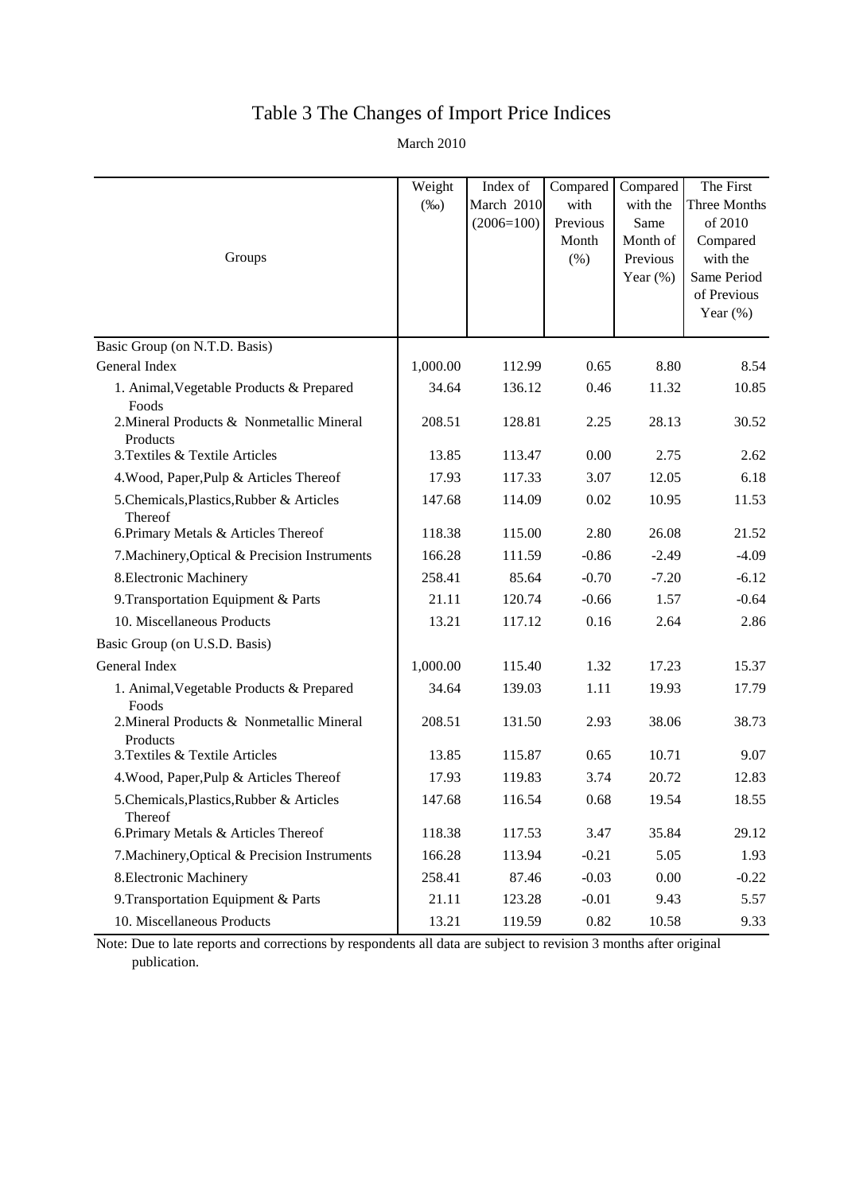# Table 3 The Changes of Import Price Indices

March 2010

| Groups | Weight (‰) | Index of March 2010 (2006=100) | Compared with Previous Month (%) | Compared with the Same Month of Previous Year (%) | The First Three Months of 2010 Compared with the Same Period of Previous Year (%) |
|---|---|---|---|---|---|
| Basic Group (on N.T.D. Basis) | | | | | |
| General Index | 1,000.00 | 112.99 | 0.65 | 8.80 | 8.54 |
| 1. Animal,Vegetable Products & Prepared Foods | 34.64 | 136.12 | 0.46 | 11.32 | 10.85 |
| 2.Mineral Products & Nonmetallic Mineral Products | 208.51 | 128.81 | 2.25 | 28.13 | 30.52 |
| 3.Textiles & Textile Articles | 13.85 | 113.47 | 0.00 | 2.75 | 2.62 |
| 4.Wood, Paper,Pulp & Articles Thereof | 17.93 | 117.33 | 3.07 | 12.05 | 6.18 |
| 5.Chemicals,Plastics,Rubber & Articles Thereof | 147.68 | 114.09 | 0.02 | 10.95 | 11.53 |
| 6.Primary Metals & Articles Thereof | 118.38 | 115.00 | 2.80 | 26.08 | 21.52 |
| 7.Machinery,Optical & Precision Instruments | 166.28 | 111.59 | -0.86 | -2.49 | -4.09 |
| 8.Electronic Machinery | 258.41 | 85.64 | -0.70 | -7.20 | -6.12 |
| 9.Transportation Equipment & Parts | 21.11 | 120.74 | -0.66 | 1.57 | -0.64 |
| 10. Miscellaneous Products | 13.21 | 117.12 | 0.16 | 2.64 | 2.86 |
| Basic Group (on U.S.D. Basis) | | | | | |
| General Index | 1,000.00 | 115.40 | 1.32 | 17.23 | 15.37 |
| 1. Animal,Vegetable Products & Prepared Foods | 34.64 | 139.03 | 1.11 | 19.93 | 17.79 |
| 2.Mineral Products & Nonmetallic Mineral Products | 208.51 | 131.50 | 2.93 | 38.06 | 38.73 |
| 3.Textiles & Textile Articles | 13.85 | 115.87 | 0.65 | 10.71 | 9.07 |
| 4.Wood, Paper,Pulp & Articles Thereof | 17.93 | 119.83 | 3.74 | 20.72 | 12.83 |
| 5.Chemicals,Plastics,Rubber & Articles Thereof | 147.68 | 116.54 | 0.68 | 19.54 | 18.55 |
| 6.Primary Metals & Articles Thereof | 118.38 | 117.53 | 3.47 | 35.84 | 29.12 |
| 7.Machinery,Optical & Precision Instruments | 166.28 | 113.94 | -0.21 | 5.05 | 1.93 |
| 8.Electronic Machinery | 258.41 | 87.46 | -0.03 | 0.00 | -0.22 |
| 9.Transportation Equipment & Parts | 21.11 | 123.28 | -0.01 | 9.43 | 5.57 |
| 10. Miscellaneous Products | 13.21 | 119.59 | 0.82 | 10.58 | 9.33 |

Note: Due to late reports and corrections by respondents all data are subject to revision 3 months after original publication.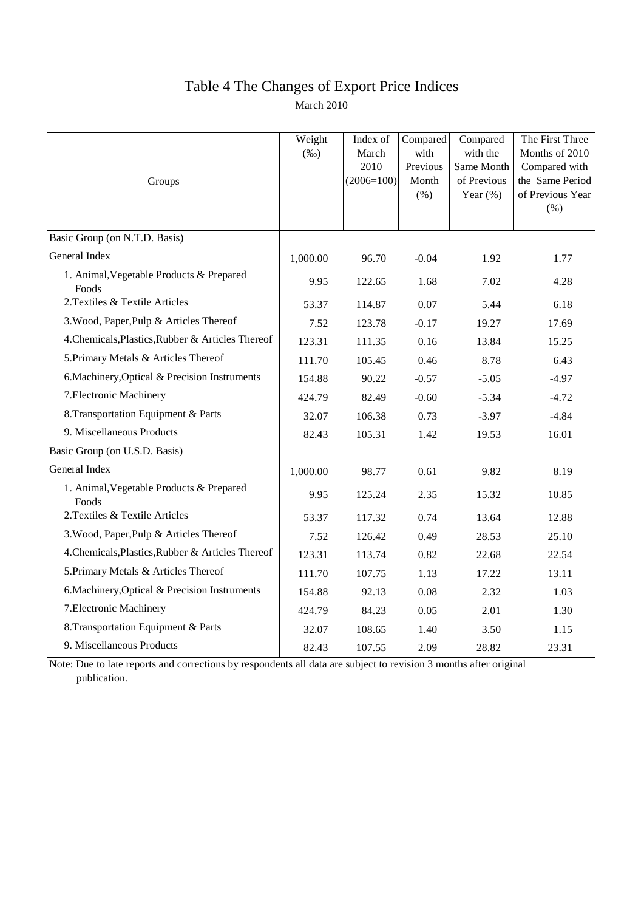# Table 4 The Changes of Export Price Indices

March 2010

| Groups | Weight (‰) | Index of March 2010 (2006=100) | Compared with Previous Month (%) | Compared with the Same Month of Previous Year (%) | The First Three Months of 2010 Compared with the Same Period of Previous Year (%) |
|---|---|---|---|---|---|
| Basic Group (on N.T.D. Basis) | | | | | |
| General Index | 1,000.00 | 96.70 | -0.04 | 1.92 | 1.77 |
| 1. Animal,Vegetable Products & Prepared Foods | 9.95 | 122.65 | 1.68 | 7.02 | 4.28 |
| 2.Textiles & Textile Articles | 53.37 | 114.87 | 0.07 | 5.44 | 6.18 |
| 3.Wood, Paper,Pulp & Articles Thereof | 7.52 | 123.78 | -0.17 | 19.27 | 17.69 |
| 4.Chemicals,Plastics,Rubber & Articles Thereof | 123.31 | 111.35 | 0.16 | 13.84 | 15.25 |
| 5.Primary Metals & Articles Thereof | 111.70 | 105.45 | 0.46 | 8.78 | 6.43 |
| 6.Machinery,Optical & Precision Instruments | 154.88 | 90.22 | -0.57 | -5.05 | -4.97 |
| 7.Electronic Machinery | 424.79 | 82.49 | -0.60 | -5.34 | -4.72 |
| 8.Transportation Equipment & Parts | 32.07 | 106.38 | 0.73 | -3.97 | -4.84 |
| 9. Miscellaneous Products | 82.43 | 105.31 | 1.42 | 19.53 | 16.01 |
| Basic Group (on U.S.D. Basis) | | | | | |
| General Index | 1,000.00 | 98.77 | 0.61 | 9.82 | 8.19 |
| 1. Animal,Vegetable Products & Prepared Foods | 9.95 | 125.24 | 2.35 | 15.32 | 10.85 |
| 2.Textiles & Textile Articles | 53.37 | 117.32 | 0.74 | 13.64 | 12.88 |
| 3.Wood, Paper,Pulp & Articles Thereof | 7.52 | 126.42 | 0.49 | 28.53 | 25.10 |
| 4.Chemicals,Plastics,Rubber & Articles Thereof | 123.31 | 113.74 | 0.82 | 22.68 | 22.54 |
| 5.Primary Metals & Articles Thereof | 111.70 | 107.75 | 1.13 | 17.22 | 13.11 |
| 6.Machinery,Optical & Precision Instruments | 154.88 | 92.13 | 0.08 | 2.32 | 1.03 |
| 7.Electronic Machinery | 424.79 | 84.23 | 0.05 | 2.01 | 1.30 |
| 8.Transportation Equipment & Parts | 32.07 | 108.65 | 1.40 | 3.50 | 1.15 |
| 9. Miscellaneous Products | 82.43 | 107.55 | 2.09 | 28.82 | 23.31 |

Note: Due to late reports and corrections by respondents all data are subject to revision 3 months after original publication.